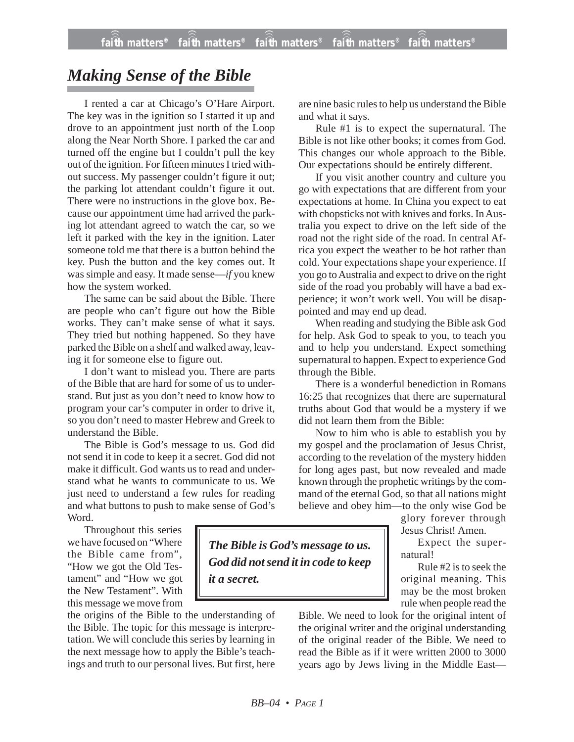# *Making Sense of the Bible*

I rented a car at Chicago's O'Hare Airport. The key was in the ignition so I started it up and drove to an appointment just north of the Loop along the Near North Shore. I parked the car and turned off the engine but I couldn't pull the key out of the ignition. For fifteen minutes I tried without success. My passenger couldn't figure it out; the parking lot attendant couldn't figure it out. There were no instructions in the glove box. Because our appointment time had arrived the parking lot attendant agreed to watch the car, so we left it parked with the key in the ignition. Later someone told me that there is a button behind the key. Push the button and the key comes out. It was simple and easy. It made sense—*if* you knew how the system worked.

The same can be said about the Bible. There are people who can't figure out how the Bible works. They can't make sense of what it says. They tried but nothing happened. So they have parked the Bible on a shelf and walked away, leaving it for someone else to figure out.

I don't want to mislead you. There are parts of the Bible that are hard for some of us to understand. But just as you don't need to know how to program your car's computer in order to drive it, so you don't need to master Hebrew and Greek to understand the Bible.

The Bible is God's message to us. God did not send it in code to keep it a secret. God did not make it difficult. God wants us to read and understand what he wants to communicate to us. We just need to understand a few rules for reading and what buttons to push to make sense of God's Word.

Throughout this series we have focused on "Where the Bible came from", "How we got the Old Testament" and "How we got the New Testament". With this message we move from the origins of the Bible to the understanding of the Bible. The topic for this message is interpretation. We will conclude this series by learning in the next message how to apply the Bible's teachings and truth to our personal lives. But first, here are nine basic rules to help us understand the Bible and what it says.

> ***The Bible is God's message to us. God did not send it in code to keep it a secret.***

Rule #1 is to expect the supernatural. The Bible is not like other books; it comes from God. This changes our whole approach to the Bible. Our expectations should be entirely different.

If you visit another country and culture you go with expectations that are different from your expectations at home. In China you expect to eat with chopsticks not with knives and forks. In Australia you expect to drive on the left side of the road not the right side of the road. In central Africa you expect the weather to be hot rather than cold. Your expectations shape your experience. If you go to Australia and expect to drive on the right side of the road you probably will have a bad experience; it won't work well. You will be disappointed and may end up dead.

When reading and studying the Bible ask God for help. Ask God to speak to you, to teach you and to help you understand. Expect something supernatural to happen. Expect to experience God through the Bible.

There is a wonderful benediction in Romans 16:25 that recognizes that there are supernatural truths about God that would be a mystery if we did not learn them from the Bible:

Now to him who is able to establish you by my gospel and the proclamation of Jesus Christ, according to the revelation of the mystery hidden for long ages past, but now revealed and made known through the prophetic writings by the command of the eternal God, so that all nations might believe and obey him—to the only wise God be glory forever through Jesus Christ! Amen.

Expect the supernatural!

Rule #2 is to seek the original meaning. This may be the most broken rule when people read the Bible. We need to look for the original intent of the original writer and the original understanding of the original reader of the Bible. We need to read the Bible as if it were written 2000 to 3000 years ago by Jews living in the Middle East—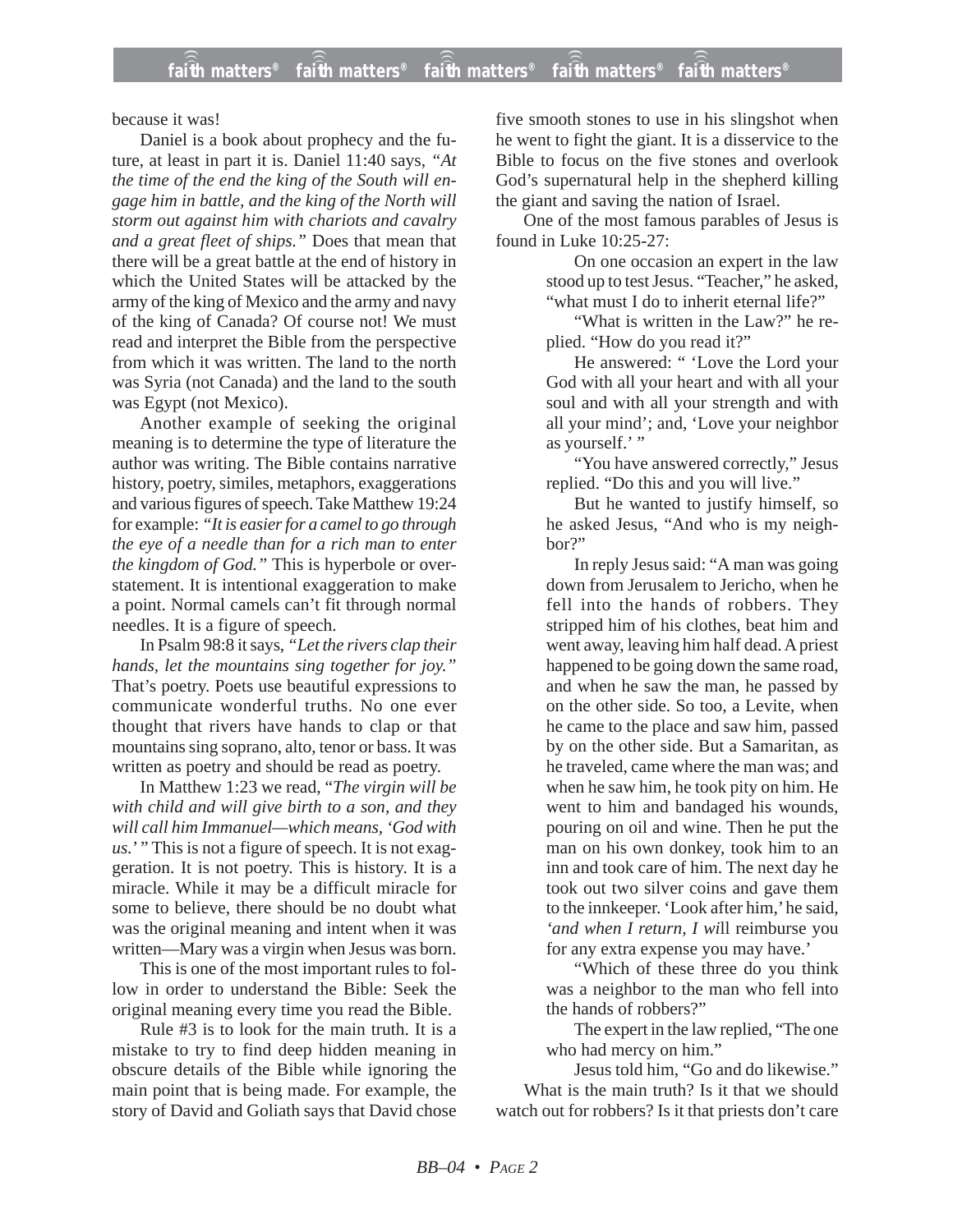because it was!

Daniel is a book about prophecy and the future, at least in part it is. Daniel 11:40 says, *"At the time of the end the king of the South will engage him in battle, and the king of the North will storm out against him with chariots and cavalry and a great fleet of ships."* Does that mean that there will be a great battle at the end of history in which the United States will be attacked by the army of the king of Mexico and the army and navy of the king of Canada? Of course not! We must read and interpret the Bible from the perspective from which it was written. The land to the north was Syria (not Canada) and the land to the south was Egypt (not Mexico).

Another example of seeking the original meaning is to determine the type of literature the author was writing. The Bible contains narrative history, poetry, similes, metaphors, exaggerations and various figures of speech. Take Matthew 19:24 for example: *"It is easier for a camel to go through the eye of a needle than for a rich man to enter the kingdom of God."* This is hyperbole or overstatement. It is intentional exaggeration to make a point. Normal camels can't fit through normal needles. It is a figure of speech.

In Psalm 98:8 it says, *"Let the rivers clap their hands, let the mountains sing together for joy."* That's poetry. Poets use beautiful expressions to communicate wonderful truths. No one ever thought that rivers have hands to clap or that mountains sing soprano, alto, tenor or bass. It was written as poetry and should be read as poetry.

In Matthew 1:23 we read, "*The virgin will be with child and will give birth to a son, and they will call him Immanuel—which means, 'God with us.'* " This is not a figure of speech. It is not exaggeration. It is not poetry. This is history. It is a miracle. While it may be a difficult miracle for some to believe, there should be no doubt what was the original meaning and intent when it was written—Mary was a virgin when Jesus was born.

This is one of the most important rules to follow in order to understand the Bible: Seek the original meaning every time you read the Bible.

Rule #3 is to look for the main truth. It is a mistake to try to find deep hidden meaning in obscure details of the Bible while ignoring the main point that is being made. For example, the story of David and Goliath says that David chose five smooth stones to use in his slingshot when he went to fight the giant. It is a disservice to the Bible to focus on the five stones and overlook God's supernatural help in the shepherd killing the giant and saving the nation of Israel.

One of the most famous parables of Jesus is found in Luke 10:25-27:

> On one occasion an expert in the law stood up to test Jesus. "Teacher," he asked, "what must I do to inherit eternal life?"
>
> "What is written in the Law?" he replied. "How do you read it?"
>
> He answered: " 'Love the Lord your God with all your heart and with all your soul and with all your strength and with all your mind'; and, 'Love your neighbor as yourself.' "
>
> "You have answered correctly," Jesus replied. "Do this and you will live."
>
> But he wanted to justify himself, so he asked Jesus, "And who is my neighbor?"
>
> In reply Jesus said: "A man was going down from Jerusalem to Jericho, when he fell into the hands of robbers. They stripped him of his clothes, beat him and went away, leaving him half dead. A priest happened to be going down the same road, and when he saw the man, he passed by on the other side. So too, a Levite, when he came to the place and saw him, passed by on the other side. But a Samaritan, as he traveled, came where the man was; and when he saw him, he took pity on him. He went to him and bandaged his wounds, pouring on oil and wine. Then he put the man on his own donkey, took him to an inn and took care of him. The next day he took out two silver coins and gave them to the innkeeper. 'Look after him,' he said, *'and when I return, I wi*ll reimburse you for any extra expense you may have.'
>
> "Which of these three do you think was a neighbor to the man who fell into the hands of robbers?"
>
> The expert in the law replied, "The one who had mercy on him."
>
> Jesus told him, "Go and do likewise."

What is the main truth? Is it that we should watch out for robbers? Is it that priests don't care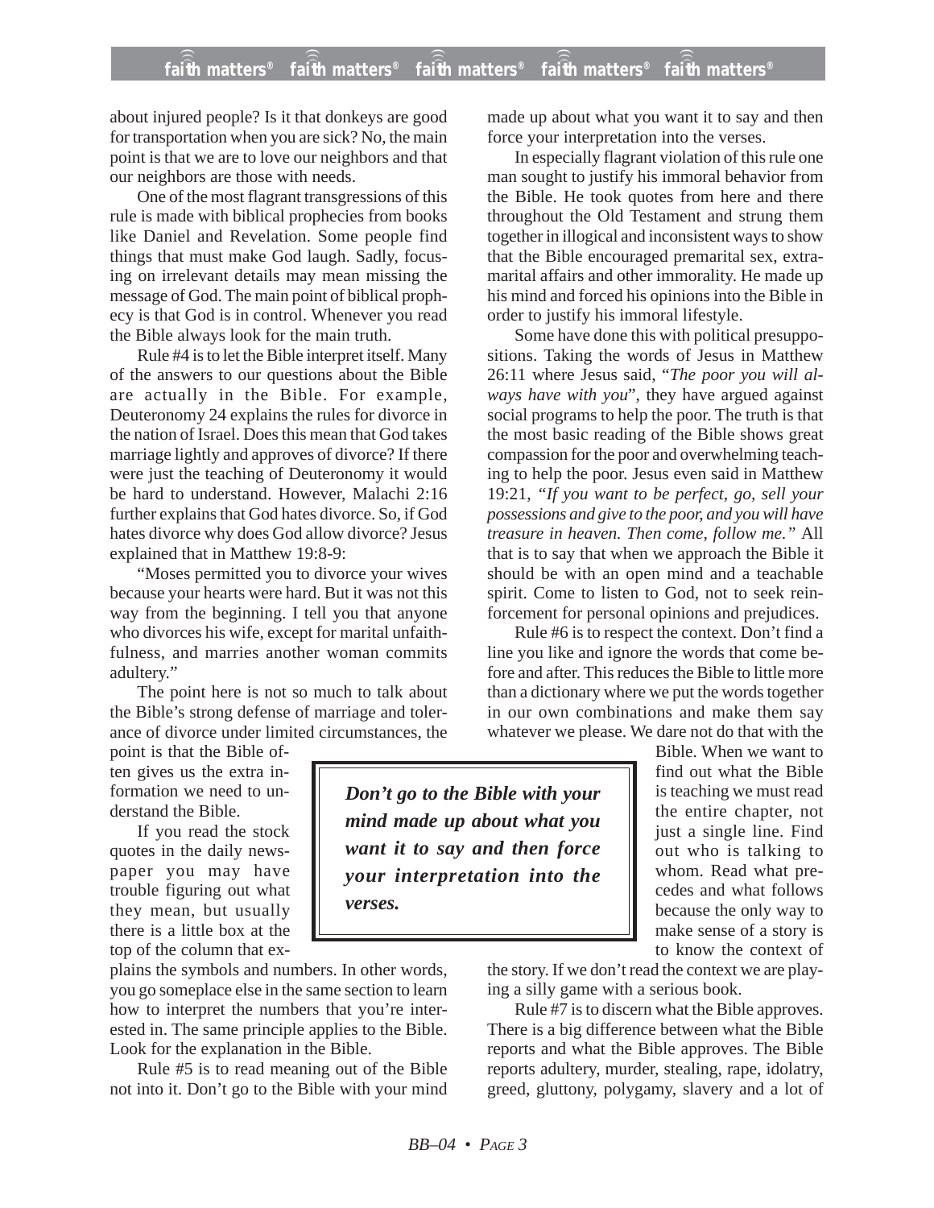about injured people? Is it that donkeys are good for transportation when you are sick? No, the main point is that we are to love our neighbors and that our neighbors are those with needs.

One of the most flagrant transgressions of this rule is made with biblical prophecies from books like Daniel and Revelation. Some people find things that must make God laugh. Sadly, focusing on irrelevant details may mean missing the message of God. The main point of biblical prophecy is that God is in control. Whenever you read the Bible always look for the main truth.

Rule #4 is to let the Bible interpret itself. Many of the answers to our questions about the Bible are actually in the Bible. For example, Deuteronomy 24 explains the rules for divorce in the nation of Israel. Does this mean that God takes marriage lightly and approves of divorce? If there were just the teaching of Deuteronomy it would be hard to understand. However, Malachi 2:16 further explains that God hates divorce. So, if God hates divorce why does God allow divorce? Jesus explained that in Matthew 19:8-9:

"Moses permitted you to divorce your wives because your hearts were hard. But it was not this way from the beginning. I tell you that anyone who divorces his wife, except for marital unfaithfulness, and marries another woman commits adultery."

The point here is not so much to talk about the Bible's strong defense of marriage and tolerance of divorce under limited circumstances, the point is that the Bible often gives us the extra information we need to understand the Bible.

If you read the stock quotes in the daily newspaper you may have trouble figuring out what they mean, but usually there is a little box at the top of the column that explains the symbols and numbers. In other words, you go someplace else in the same section to learn how to interpret the numbers that you're interested in. The same principle applies to the Bible. Look for the explanation in the Bible.

Rule #5 is to read meaning out of the Bible not into it. Don't go to the Bible with your mind made up about what you want it to say and then force your interpretation into the verses.

In especially flagrant violation of this rule one man sought to justify his immoral behavior from the Bible. He took quotes from here and there throughout the Old Testament and strung them together in illogical and inconsistent ways to show that the Bible encouraged premarital sex, extramarital affairs and other immorality. He made up his mind and forced his opinions into the Bible in order to justify his immoral lifestyle.

Some have done this with political presuppositions. Taking the words of Jesus in Matthew 26:11 where Jesus said, "*The poor you will always have with you*", they have argued against social programs to help the poor. The truth is that the most basic reading of the Bible shows great compassion for the poor and overwhelming teaching to help the poor. Jesus even said in Matthew 19:21, *"If you want to be perfect, go, sell your possessions and give to the poor, and you will have treasure in heaven. Then come, follow me."* All that is to say that when we approach the Bible it should be with an open mind and a teachable spirit. Come to listen to God, not to seek reinforcement for personal opinions and prejudices.

> ***Don't go to the Bible with your mind made up about what you want it to say and then force your interpretation into the verses.***

Rule #6 is to respect the context. Don't find a line you like and ignore the words that come before and after. This reduces the Bible to little more than a dictionary where we put the words together in our own combinations and make them say whatever we please. We dare not do that with the Bible. When we want to find out what the Bible is teaching we must read the entire chapter, not just a single line. Find out who is talking to whom. Read what precedes and what follows because the only way to make sense of a story is to know the context of the story. If we don't read the context we are playing a silly game with a serious book.

Rule #7 is to discern what the Bible approves. There is a big difference between what the Bible reports and what the Bible approves. The Bible reports adultery, murder, stealing, rape, idolatry, greed, gluttony, polygamy, slavery and a lot of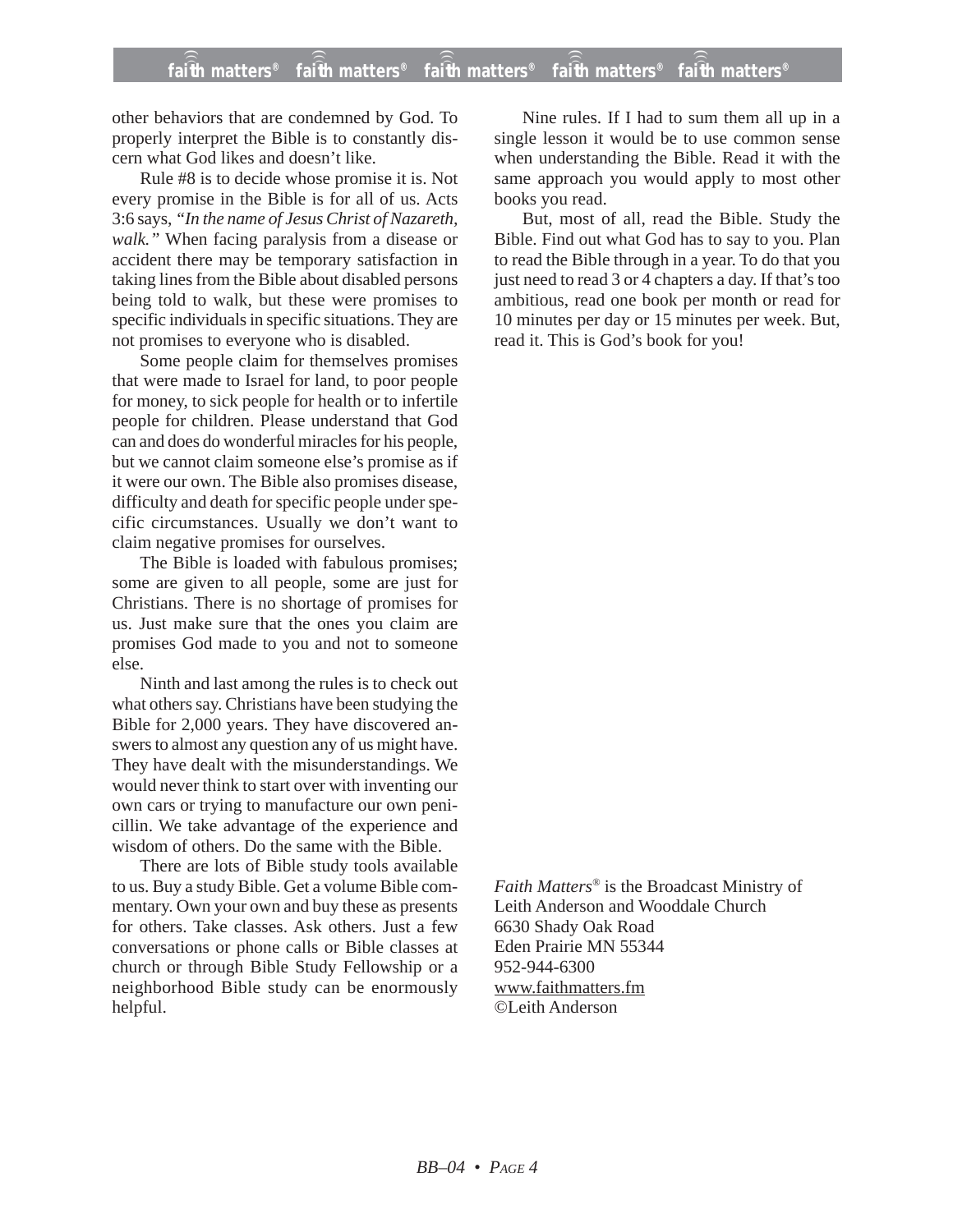other behaviors that are condemned by God. To properly interpret the Bible is to constantly discern what God likes and doesn't like.

Rule #8 is to decide whose promise it is. Not every promise in the Bible is for all of us. Acts 3:6 says, "*In the name of Jesus Christ of Nazareth, walk.*" When facing paralysis from a disease or accident there may be temporary satisfaction in taking lines from the Bible about disabled persons being told to walk, but these were promises to specific individuals in specific situations. They are not promises to everyone who is disabled.

Some people claim for themselves promises that were made to Israel for land, to poor people for money, to sick people for health or to infertile people for children. Please understand that God can and does do wonderful miracles for his people, but we cannot claim someone else's promise as if it were our own. The Bible also promises disease, difficulty and death for specific people under specific circumstances. Usually we don't want to claim negative promises for ourselves.

The Bible is loaded with fabulous promises; some are given to all people, some are just for Christians. There is no shortage of promises for us. Just make sure that the ones you claim are promises God made to you and not to someone else.

Ninth and last among the rules is to check out what others say. Christians have been studying the Bible for 2,000 years. They have discovered answers to almost any question any of us might have. They have dealt with the misunderstandings. We would never think to start over with inventing our own cars or trying to manufacture our own penicillin. We take advantage of the experience and wisdom of others. Do the same with the Bible.

There are lots of Bible study tools available to us. Buy a study Bible. Get a volume Bible commentary. Own your own and buy these as presents for others. Take classes. Ask others. Just a few conversations or phone calls or Bible classes at church or through Bible Study Fellowship or a neighborhood Bible study can be enormously helpful.

Nine rules. If I had to sum them all up in a single lesson it would be to use common sense when understanding the Bible. Read it with the same approach you would apply to most other books you read.

But, most of all, read the Bible. Study the Bible. Find out what God has to say to you. Plan to read the Bible through in a year. To do that you just need to read 3 or 4 chapters a day. If that's too ambitious, read one book per month or read for 10 minutes per day or 15 minutes per week. But, read it. This is God's book for you!

*Faith Matters*® is the Broadcast Ministry of
Leith Anderson and Wooddale Church
6630 Shady Oak Road
Eden Prairie MN 55344
952-944-6300
www.faithmatters.fm
©Leith Anderson